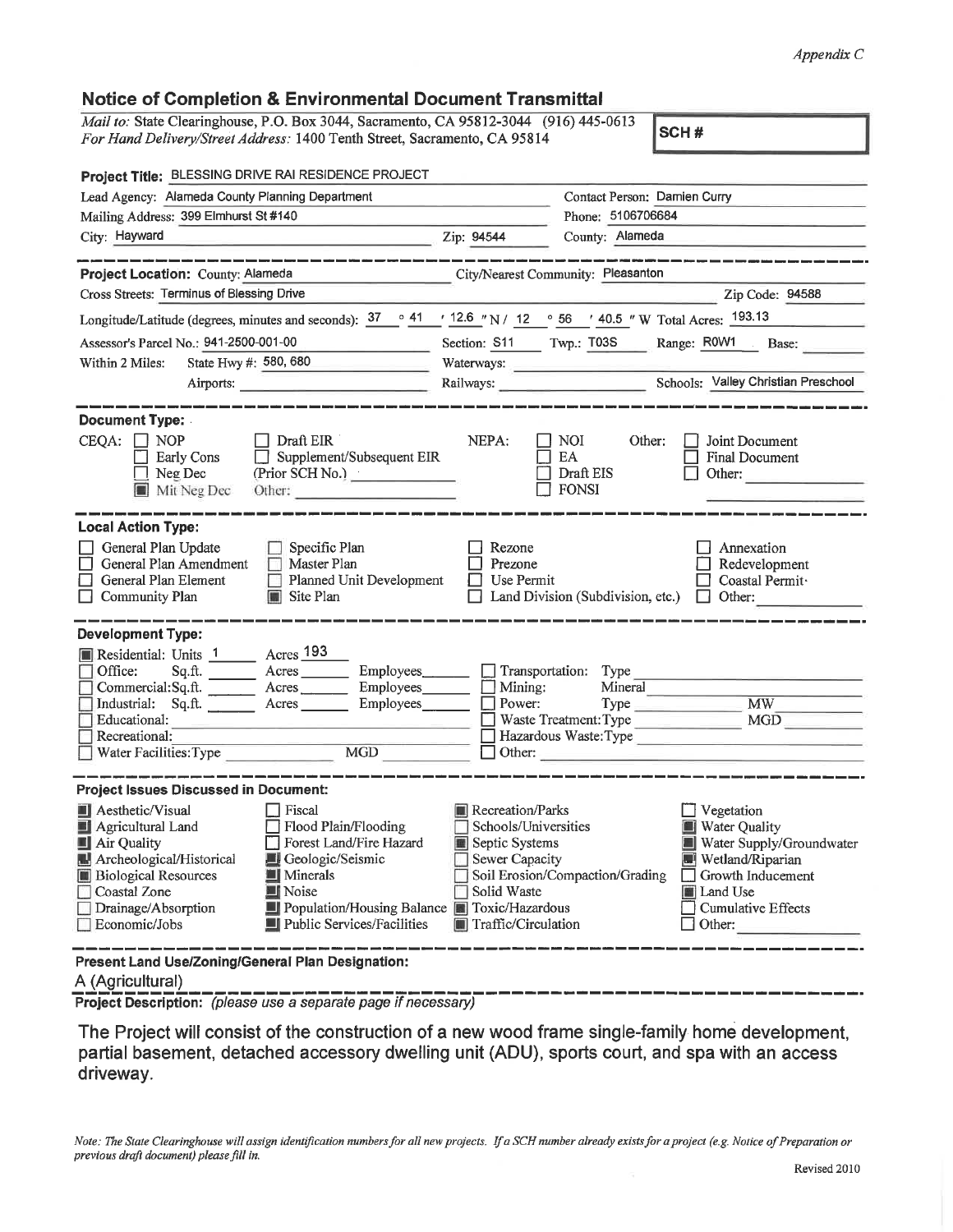*Appendix C*

## Notice of Completion & Environmental Document Transmittal

*Mail to:* State Clearinghouse, P.O. Box 3044, Sacramento, CA 95812-3044 (916) 445-0613
*For Hand Delivery/Street Address:* 1400 Tenth Street, Sacramento, CA 95814

**SCH #**

**Project Title:** BLESSING DRIVE RAI RESIDENCE PROJECT

Lead Agency: Alameda County Planning Department
Contact Person: Damien Curry
Mailing Address: 399 Elmhurst St #140
Phone: 5106706684
City: Hayward
Zip: 94544
County: Alameda

**Project Location:** County: Alameda
City/Nearest Community: Pleasanton
Cross Streets: Terminus of Blessing Drive
Zip Code: 94588

Longitude/Latitude (degrees, minutes and seconds): 37 ° 41 ′ 12.6 ″ N / 12 ° 56 ′ 40.5 ″ W Total Acres: 193.13

Assessor's Parcel No.: 941-2500-001-00
Section: S11 Twp.: T03S Range: R0W1 Base:

Within 2 Miles: State Hwy #: 580, 680
Waterways:
Airports:
Railways:
Schools: Valley Christian Preschool

**Document Type:**

CEQA:
- ☐ NOP
- ☐ Early Cons
- ☐ Neg Dec
- ☒ Mit Neg Dec
- ☐ Draft EIR
- ☐ Supplement/Subsequent EIR (Prior SCH No.)
- Other:

NEPA:
- ☐ NOI
- ☐ EA
- ☐ Draft EIS
- ☐ FONSI

Other:
- ☐ Joint Document
- ☐ Final Document
- ☐ Other:

**Local Action Type:**

- ☐ General Plan Update
- ☐ General Plan Amendment
- ☐ General Plan Element
- ☐ Community Plan
- ☐ Specific Plan
- ☐ Master Plan
- ☐ Planned Unit Development
- ☒ Site Plan
- ☐ Rezone
- ☐ Prezone
- ☐ Use Permit
- ☐ Land Division (Subdivision, etc.)
- ☐ Annexation
- ☐ Redevelopment
- ☐ Coastal Permit
- ☐ Other:

**Development Type:**

- ☒ Residential: Units 1 Acres 193
- ☐ Office: Sq.ft. Acres Employees
- ☐ Commercial: Sq.ft. Acres Employees
- ☐ Industrial: Sq.ft. Acres Employees
- ☐ Educational:
- ☐ Recreational:
- ☐ Water Facilities: Type MGD
- ☐ Transportation: Type
- ☐ Mining: Mineral
- ☐ Power: Type MW
- ☐ Waste Treatment: Type MGD
- ☐ Hazardous Waste: Type
- ☐ Other:

**Project Issues Discussed in Document:**

- ☒ Aesthetic/Visual
- ☒ Agricultural Land
- ☒ Air Quality
- ☒ Archeological/Historical
- ☒ Biological Resources
- ☐ Coastal Zone
- ☐ Drainage/Absorption
- ☐ Economic/Jobs
- ☐ Fiscal
- ☐ Flood Plain/Flooding
- ☐ Forest Land/Fire Hazard
- ☒ Geologic/Seismic
- ☒ Minerals
- ☒ Noise
- ☒ Population/Housing Balance
- ☒ Public Services/Facilities
- ☒ Recreation/Parks
- ☐ Schools/Universities
- ☒ Septic Systems
- ☐ Sewer Capacity
- ☐ Soil Erosion/Compaction/Grading
- ☐ Solid Waste
- ☒ Toxic/Hazardous
- ☒ Traffic/Circulation
- ☐ Vegetation
- ☒ Water Quality
- ☒ Water Supply/Groundwater
- ☒ Wetland/Riparian
- ☐ Growth Inducement
- ☒ Land Use
- ☐ Cumulative Effects
- ☐ Other:

**Present Land Use/Zoning/General Plan Designation:**

A (Agricultural)

**Project Description:** *(please use a separate page if necessary)*

The Project will consist of the construction of a new wood frame single-family home development, partial basement, detached accessory dwelling unit (ADU), sports court, and spa with an access driveway.

*Note: The State Clearinghouse will assign identification numbers for all new projects. If a SCH number already exists for a project (e.g. Notice of Preparation or previous draft document) please fill in.*

Revised 2010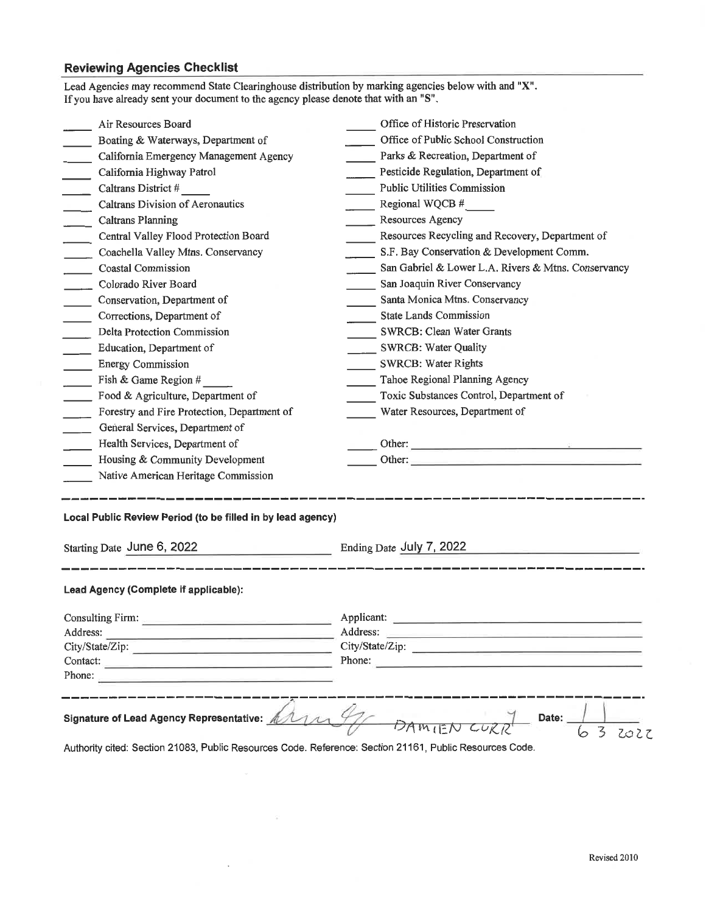## Reviewing Agencies Checklist

Lead Agencies may recommend State Clearinghouse distribution by marking agencies below with and "X".
If you have already sent your document to the agency please denote that with an "S".

- _____ Air Resources Board
- _____ Boating & Waterways, Department of
- _____ California Emergency Management Agency
- _____ California Highway Patrol
- _____ Caltrans District # _____
- _____ Caltrans Division of Aeronautics
- _____ Caltrans Planning
- _____ Central Valley Flood Protection Board
- _____ Coachella Valley Mtns. Conservancy
- _____ Coastal Commission
- _____ Colorado River Board
- _____ Conservation, Department of
- _____ Corrections, Department of
- _____ Delta Protection Commission
- _____ Education, Department of
- _____ Energy Commission
- _____ Fish & Game Region # _____
- _____ Food & Agriculture, Department of
- _____ Forestry and Fire Protection, Department of
- _____ General Services, Department of
- _____ Health Services, Department of
- _____ Housing & Community Development
- _____ Native American Heritage Commission
- _____ Office of Historic Preservation
- _____ Office of Public School Construction
- _____ Parks & Recreation, Department of
- _____ Pesticide Regulation, Department of
- _____ Public Utilities Commission
- _____ Regional WQCB # _____
- _____ Resources Agency
- _____ Resources Recycling and Recovery, Department of
- _____ S.F. Bay Conservation & Development Comm.
- _____ San Gabriel & Lower L.A. Rivers & Mtns. Conservancy
- _____ San Joaquin River Conservancy
- _____ Santa Monica Mtns. Conservancy
- _____ State Lands Commission
- _____ SWRCB: Clean Water Grants
- _____ SWRCB: Water Quality
- _____ SWRCB: Water Rights
- _____ Tahoe Regional Planning Agency
- _____ Toxic Substances Control, Department of
- _____ Water Resources, Department of
- _____ Other: _____________________
- _____ Other: _____________________

---

**Local Public Review Period (to be filled in by lead agency)**

Starting Date June 6, 2022

Ending Date July 7, 2022

---

**Lead Agency (Complete if applicable):**

Consulting Firm: _____________________
Address: _____________________
City/State/Zip: _____________________
Contact: _____________________
Phone: _____________________

Applicant: _____________________
Address: _____________________
City/State/Zip: _____________________
Phone: _____________________

---

**Signature of Lead Agency Representative:** DAMIEN CURRY **Date:** 6/3/2022

Authority cited: Section 21083, Public Resources Code. Reference: Section 21161, Public Resources Code.

Revised 2010